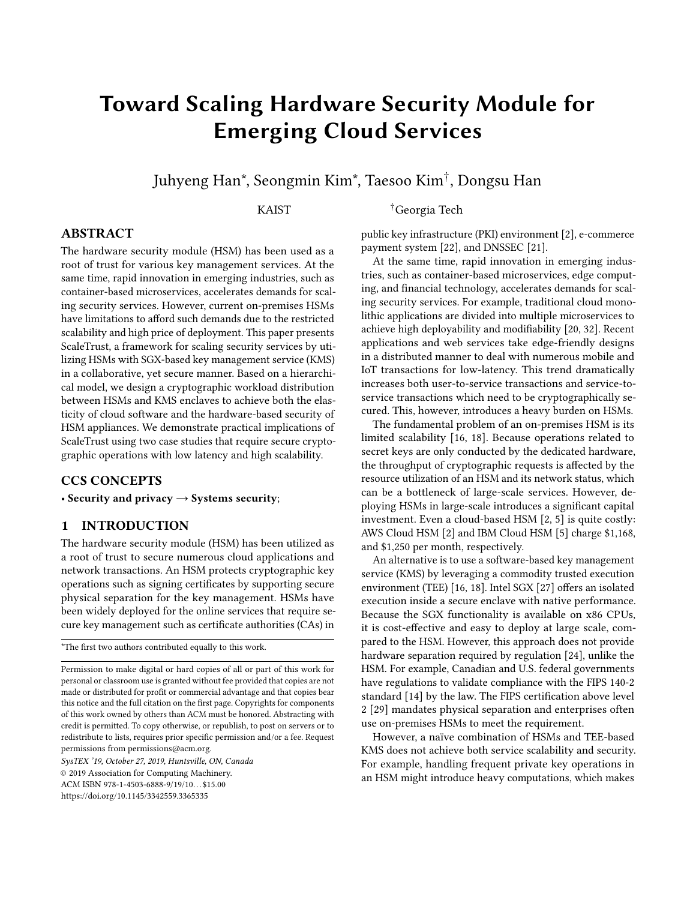# Toward Scaling Hardware Security Module for Emerging Cloud Services

Juhyeng Han*, Seongmin Kim*, Taesoo Kim†, Dongsu Han

KAIST †Georgia Tech

## ABSTRACT

The hardware security module (HSM) has been used as a root of trust for various key management services. At the same time, rapid innovation in emerging industries, such as container-based microservices, accelerates demands for scaling security services. However, current on-premises HSMs have limitations to afford such demands due to the restricted scalability and high price of deployment. This paper presents ScaleTrust, a framework for scaling security services by utilizing HSMs with SGX-based key management service (KMS) in a collaborative, yet secure manner. Based on a hierarchical model, we design a cryptographic workload distribution between HSMs and KMS enclaves to achieve both the elasticity of cloud software and the hardware-based security of HSM appliances. We demonstrate practical implications of ScaleTrust using two case studies that require secure cryptographic operations with low latency and high scalability.

## CCS CONCEPTS

• **Security and privacy → Systems security**;

## 1 INTRODUCTION

The hardware security module (HSM) has been utilized as a root of trust to secure numerous cloud applications and network transactions. An HSM protects cryptographic key operations such as signing certificates by supporting secure physical separation for the key management. HSMs have been widely deployed for the online services that require secure key management such as certificate authorities (CAs) in public key infrastructure (PKI) environment [2], e-commerce payment system [22], and DNSSEC [21].

At the same time, rapid innovation in emerging industries, such as container-based microservices, edge computing, and financial technology, accelerates demands for scaling security services. For example, traditional cloud monolithic applications are divided into multiple microservices to achieve high deployability and modifiability [20, 32]. Recent applications and web services take edge-friendly designs in a distributed manner to deal with numerous mobile and IoT transactions for low-latency. This trend dramatically increases both user-to-service transactions and service-to-service transactions which need to be cryptographically secured. This, however, introduces a heavy burden on HSMs.

The fundamental problem of an on-premises HSM is its limited scalability [16, 18]. Because operations related to secret keys are only conducted by the dedicated hardware, the throughput of cryptographic requests is affected by the resource utilization of an HSM and its network status, which can be a bottleneck of large-scale services. However, deploying HSMs in large-scale introduces a significant capital investment. Even a cloud-based HSM [2, 5] is quite costly: AWS Cloud HSM [2] and IBM Cloud HSM [5] charge $1,168, and $1,250 per month, respectively.

An alternative is to use a software-based key management service (KMS) by leveraging a commodity trusted execution environment (TEE) [16, 18]. Intel SGX [27] offers an isolated execution inside a secure enclave with native performance. Because the SGX functionality is available on x86 CPUs, it is cost-effective and easy to deploy at large scale, compared to the HSM. However, this approach does not provide hardware separation required by regulation [24], unlike the HSM. For example, Canadian and U.S. federal governments have regulations to validate compliance with the FIPS 140-2 standard [14] by the law. The FIPS certification above level 2 [29] mandates physical separation and enterprises often use on-premises HSMs to meet the requirement.

However, a naïve combination of HSMs and TEE-based KMS does not achieve both service scalability and security. For example, handling frequent private key operations in an HSM might introduce heavy computations, which makes

*The first two authors contributed equally to this work.

Permission to make digital or hard copies of all or part of this work for personal or classroom use is granted without fee provided that copies are not made or distributed for profit or commercial advantage and that copies bear this notice and the full citation on the first page. Copyrights for components of this work owned by others than ACM must be honored. Abstracting with credit is permitted. To copy otherwise, or republish, to post on servers or to redistribute to lists, requires prior specific permission and/or a fee. Request permissions from permissions@acm.org.

SysTEX '19, October 27, 2019, Huntsville, ON, Canada
© 2019 Association for Computing Machinery.
ACM ISBN 978-1-4503-6888-9/19/10…$15.00
https://doi.org/10.1145/3342559.3365335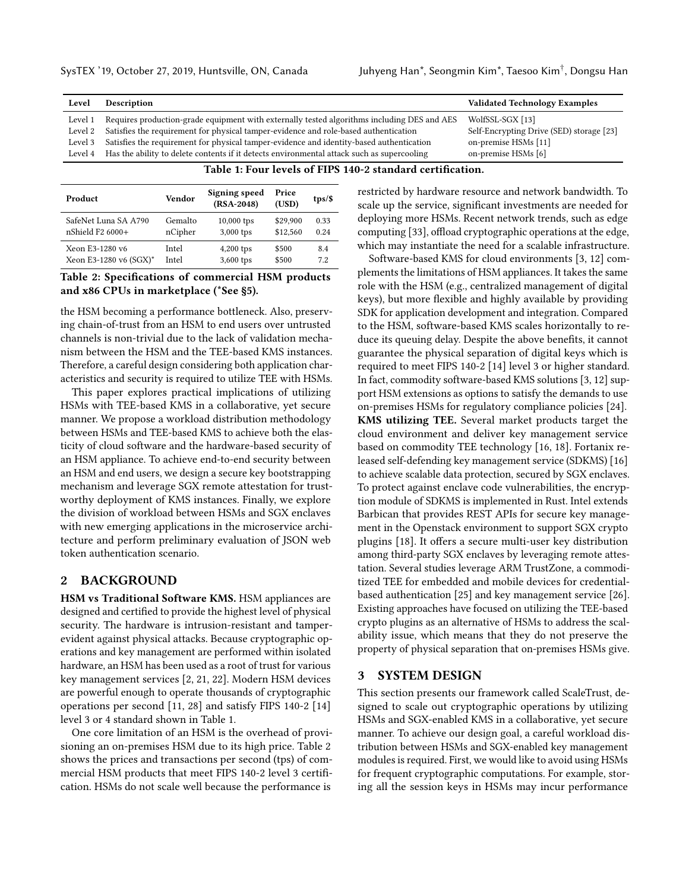| Level | Description | Validated Technology Examples |
|---|---|---|
| Level 1 | Requires production-grade equipment with externally tested algorithms including DES and AES | WolfSSL-SGX [13] |
| Level 2 | Satisfies the requirement for physical tamper-evidence and role-based authentication | Self-Encrypting Drive (SED) storage [23] |
| Level 3 | Satisfies the requirement for physical tamper-evidence and identity-based authentication | on-premise HSMs [11] |
| Level 4 | Has the ability to delete contents if it detects environmental attack such as supercooling | on-premise HSMs [6] |

**Table 1: Four levels of FIPS 140-2 standard certification.**

| Product | Vendor | Signing speed (RSA-2048) | Price (USD) | tps/$ |
|---|---|---|---|---|
| SafeNet Luna SA A790 | Gemalto | 10,000 tps | $29,900 | 0.33 |
| nShield F2 6000+ | nCipher | 3,000 tps | $12,560 | 0.24 |
| Xeon E3-1280 v6 | Intel | 4,200 tps | $500 | 8.4 |
| Xeon E3-1280 v6 (SGX)* | Intel | 3,600 tps | $500 | 7.2 |

**Table 2: Specifications of commercial HSM products and x86 CPUs in marketplace (*See §5).**

the HSM becoming a performance bottleneck. Also, preserving chain-of-trust from an HSM to end users over untrusted channels is non-trivial due to the lack of validation mechanism between the HSM and the TEE-based KMS instances. Therefore, a careful design considering both application characteristics and security is required to utilize TEE with HSMs.

This paper explores practical implications of utilizing HSMs with TEE-based KMS in a collaborative, yet secure manner. We propose a workload distribution methodology between HSMs and TEE-based KMS to achieve both the elasticity of cloud software and the hardware-based security of an HSM appliance. To achieve end-to-end security between an HSM and end users, we design a secure key bootstrapping mechanism and leverage SGX remote attestation for trustworthy deployment of KMS instances. Finally, we explore the division of workload between HSMs and SGX enclaves with new emerging applications in the microservice architecture and perform preliminary evaluation of JSON web token authentication scenario.

## 2 BACKGROUND

**HSM vs Traditional Software KMS.** HSM appliances are designed and certified to provide the highest level of physical security. The hardware is intrusion-resistant and tamper-evident against physical attacks. Because cryptographic operations and key management are performed within isolated hardware, an HSM has been used as a root of trust for various key management services [2, 21, 22]. Modern HSM devices are powerful enough to operate thousands of cryptographic operations per second [11, 28] and satisfy FIPS 140-2 [14] level 3 or 4 standard shown in Table 1.

One core limitation of an HSM is the overhead of provisioning an on-premises HSM due to its high price. Table 2 shows the prices and transactions per second (tps) of commercial HSM products that meet FIPS 140-2 level 3 certification. HSMs do not scale well because the performance is restricted by hardware resource and network bandwidth. To scale up the service, significant investments are needed for deploying more HSMs. Recent network trends, such as edge computing [33], offload cryptographic operations at the edge, which may instantiate the need for a scalable infrastructure.

Software-based KMS for cloud environments [3, 12] complements the limitations of HSM appliances. It takes the same role with the HSM (e.g., centralized management of digital keys), but more flexible and highly available by providing SDK for application development and integration. Compared to the HSM, software-based KMS scales horizontally to reduce its queuing delay. Despite the above benefits, it cannot guarantee the physical separation of digital keys which is required to meet FIPS 140-2 [14] level 3 or higher standard. In fact, commodity software-based KMS solutions [3, 12] support HSM extensions as options to satisfy the demands to use on-premises HSMs for regulatory compliance policies [24].

**KMS utilizing TEE.** Several market products target the cloud environment and deliver key management service based on commodity TEE technology [16, 18]. Fortanix released self-defending key management service (SDKMS) [16] to achieve scalable data protection, secured by SGX enclaves. To protect against enclave code vulnerabilities, the encryption module of SDKMS is implemented in Rust. Intel extends Barbican that provides REST APIs for secure key management in the Openstack environment to support SGX crypto plugins [18]. It offers a secure multi-user key distribution among third-party SGX enclaves by leveraging remote attestation. Several studies leverage ARM TrustZone, a commoditized TEE for embedded and mobile devices for credential-based authentication [25] and key management service [26]. Existing approaches have focused on utilizing the TEE-based crypto plugins as an alternative of HSMs to address the scalability issue, which means that they do not preserve the property of physical separation that on-premises HSMs give.

## 3 SYSTEM DESIGN

This section presents our framework called ScaleTrust, designed to scale out cryptographic operations by utilizing HSMs and SGX-enabled KMS in a collaborative, yet secure manner. To achieve our design goal, a careful workload distribution between HSMs and SGX-enabled key management modules is required. First, we would like to avoid using HSMs for frequent cryptographic computations. For example, storing all the session keys in HSMs may incur performance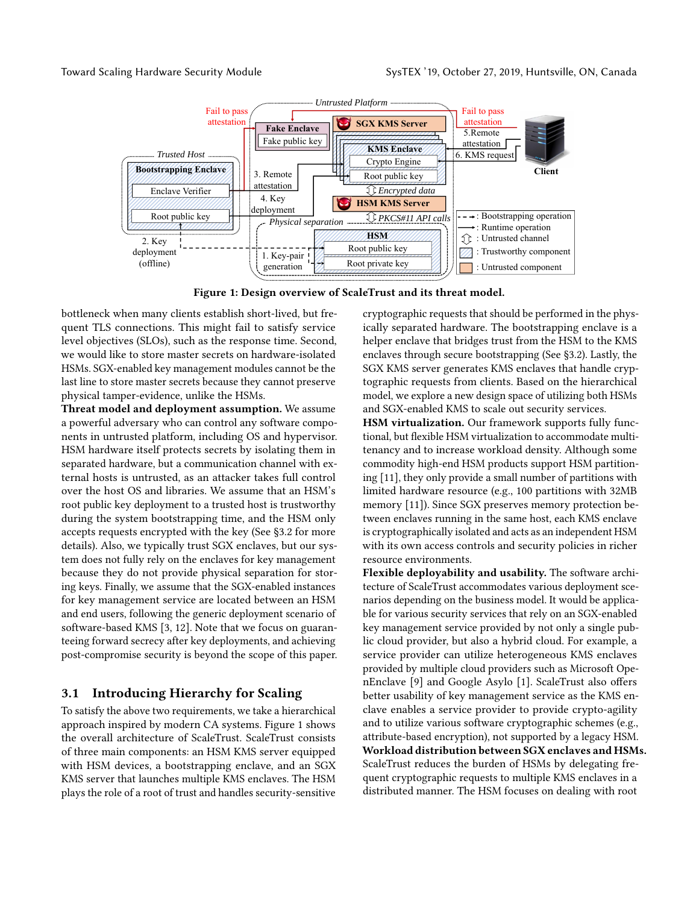Figure 1: Design overview of ScaleTrust and its threat model.

bottleneck when many clients establish short-lived, but frequent TLS connections. This might fail to satisfy service level objectives (SLOs), such as the response time. Second, we would like to store master secrets on hardware-isolated HSMs. SGX-enabled key management modules cannot be the last line to store master secrets because they cannot preserve physical tamper-evidence, unlike the HSMs.

**Threat model and deployment assumption.** We assume a powerful adversary who can control any software components in untrusted platform, including OS and hypervisor. HSM hardware itself protects secrets by isolating them in separated hardware, but a communication channel with external hosts is untrusted, as an attacker takes full control over the host OS and libraries. We assume that an HSM's root public key deployment to a trusted host is trustworthy during the system bootstrapping time, and the HSM only accepts requests encrypted with the key (See §3.2 for more details). Also, we typically trust SGX enclaves, but our system does not fully rely on the enclaves for key management because they do not provide physical separation for storing keys. Finally, we assume that the SGX-enabled instances for key management service are located between an HSM and end users, following the generic deployment scenario of software-based KMS [3, 12]. Note that we focus on guaranteeing forward secrecy after key deployments, and achieving post-compromise security is beyond the scope of this paper.

## 3.1 Introducing Hierarchy for Scaling

To satisfy the above two requirements, we take a hierarchical approach inspired by modern CA systems. Figure 1 shows the overall architecture of ScaleTrust. ScaleTrust consists of three main components: an HSM KMS server equipped with HSM devices, a bootstrapping enclave, and an SGX KMS server that launches multiple KMS enclaves. The HSM plays the role of a root of trust and handles security-sensitive cryptographic requests that should be performed in the physically separated hardware. The bootstrapping enclave is a helper enclave that bridges trust from the HSM to the KMS enclaves through secure bootstrapping (See §3.2). Lastly, the SGX KMS server generates KMS enclaves that handle cryptographic requests from clients. Based on the hierarchical model, we explore a new design space of utilizing both HSMs and SGX-enabled KMS to scale out security services.

**HSM virtualization.** Our framework supports fully functional, but flexible HSM virtualization to accommodate multitenancy and to increase workload density. Although some commodity high-end HSM products support HSM partitioning [11], they only provide a small number of partitions with limited hardware resource (e.g., 100 partitions with 32MB memory [11]). Since SGX preserves memory protection between enclaves running in the same host, each KMS enclave is cryptographically isolated and acts as an independent HSM with its own access controls and security policies in richer resource environments.

**Flexible deployability and usability.** The software architecture of ScaleTrust accommodates various deployment scenarios depending on the business model. It would be applicable for various security services that rely on an SGX-enabled key management service provided by not only a single public cloud provider, but also a hybrid cloud. For example, a service provider can utilize heterogeneous KMS enclaves provided by multiple cloud providers such as Microsoft OpenEnclave [9] and Google Asylo [1]. ScaleTrust also offers better usability of key management service as the KMS enclave enables a service provider to provide crypto-agility and to utilize various software cryptographic schemes (e.g., attribute-based encryption), not supported by a legacy HSM.

**Workload distribution between SGX enclaves and HSMs.** ScaleTrust reduces the burden of HSMs by delegating frequent cryptographic requests to multiple KMS enclaves in a distributed manner. The HSM focuses on dealing with root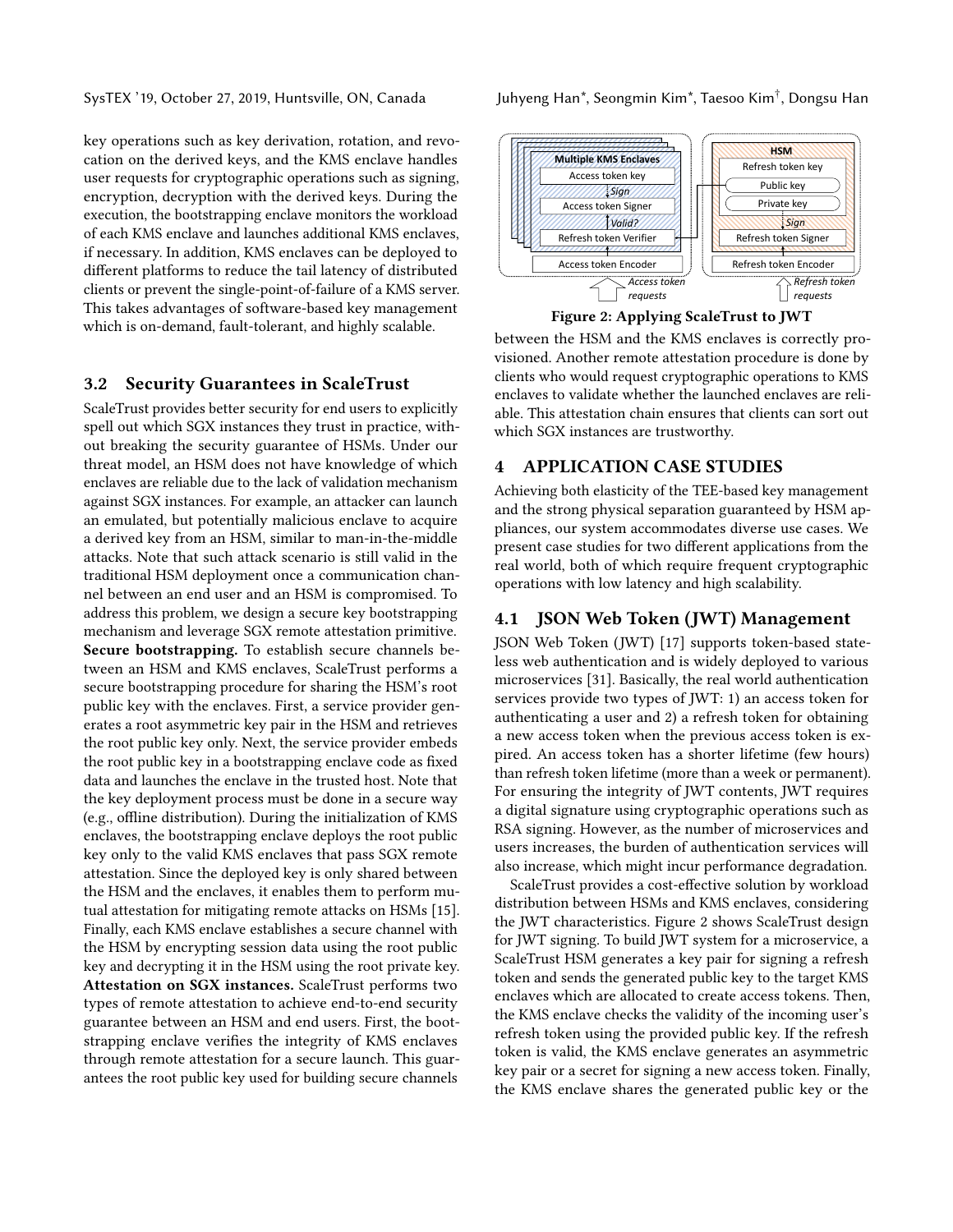key operations such as key derivation, rotation, and revocation on the derived keys, and the KMS enclave handles user requests for cryptographic operations such as signing, encryption, decryption with the derived keys. During the execution, the bootstrapping enclave monitors the workload of each KMS enclave and launches additional KMS enclaves, if necessary. In addition, KMS enclaves can be deployed to different platforms to reduce the tail latency of distributed clients or prevent the single-point-of-failure of a KMS server. This takes advantages of software-based key management which is on-demand, fault-tolerant, and highly scalable.

## 3.2 Security Guarantees in ScaleTrust

ScaleTrust provides better security for end users to explicitly spell out which SGX instances they trust in practice, without breaking the security guarantee of HSMs. Under our threat model, an HSM does not have knowledge of which enclaves are reliable due to the lack of validation mechanism against SGX instances. For example, an attacker can launch an emulated, but potentially malicious enclave to acquire a derived key from an HSM, similar to man-in-the-middle attacks. Note that such attack scenario is still valid in the traditional HSM deployment once a communication channel between an end user and an HSM is compromised. To address this problem, we design a secure key bootstrapping mechanism and leverage SGX remote attestation primitive.

**Secure bootstrapping.** To establish secure channels between an HSM and KMS enclaves, ScaleTrust performs a secure bootstrapping procedure for sharing the HSM's root public key with the enclaves. First, a service provider generates a root asymmetric key pair in the HSM and retrieves the root public key only. Next, the service provider embeds the root public key in a bootstrapping enclave code as fixed data and launches the enclave in the trusted host. Note that the key deployment process must be done in a secure way (e.g., offline distribution). During the initialization of KMS enclaves, the bootstrapping enclave deploys the root public key only to the valid KMS enclaves that pass SGX remote attestation. Since the deployed key is only shared between the HSM and the enclaves, it enables them to perform mutual attestation for mitigating remote attacks on HSMs [15]. Finally, each KMS enclave establishes a secure channel with the HSM by encrypting session data using the root public key and decrypting it in the HSM using the root private key.

**Attestation on SGX instances.** ScaleTrust performs two types of remote attestation to achieve end-to-end security guarantee between an HSM and end users. First, the bootstrapping enclave verifies the integrity of KMS enclaves through remote attestation for a secure launch. This guarantees the root public key used for building secure channels between the HSM and the KMS enclaves is correctly provisioned. Another remote attestation procedure is done by clients who would request cryptographic operations to KMS enclaves to validate whether the launched enclaves are reliable. This attestation chain ensures that clients can sort out which SGX instances are trustworthy.

Multiple KMS Enclaves
Access token key
Sign
Access token Signer
Valid?
Refresh token Verifier
Access token Encoder
Access token requests

HSM
Refresh token key
Public key
Private key
Sign
Refresh token Signer
Refresh token Encoder
Refresh token requests

Figure 2: Applying ScaleTrust to JWT

# 4 APPLICATION CASE STUDIES

Achieving both elasticity of the TEE-based key management and the strong physical separation guaranteed by HSM appliances, our system accommodates diverse use cases. We present case studies for two different applications from the real world, both of which require frequent cryptographic operations with low latency and high scalability.

## 4.1 JSON Web Token (JWT) Management

JSON Web Token (JWT) [17] supports token-based stateless web authentication and is widely deployed to various microservices [31]. Basically, the real world authentication services provide two types of JWT: 1) an access token for authenticating a user and 2) a refresh token for obtaining a new access token when the previous access token is expired. An access token has a shorter lifetime (few hours) than refresh token lifetime (more than a week or permanent). For ensuring the integrity of JWT contents, JWT requires a digital signature using cryptographic operations such as RSA signing. However, as the number of microservices and users increases, the burden of authentication services will also increase, which might incur performance degradation.

ScaleTrust provides a cost-effective solution by workload distribution between HSMs and KMS enclaves, considering the JWT characteristics. Figure 2 shows ScaleTrust design for JWT signing. To build JWT system for a microservice, a ScaleTrust HSM generates a key pair for signing a refresh token and sends the generated public key to the target KMS enclaves which are allocated to create access tokens. Then, the KMS enclave checks the validity of the incoming user's refresh token using the provided public key. If the refresh token is valid, the KMS enclave generates an asymmetric key pair or a secret for signing a new access token. Finally, the KMS enclave shares the generated public key or the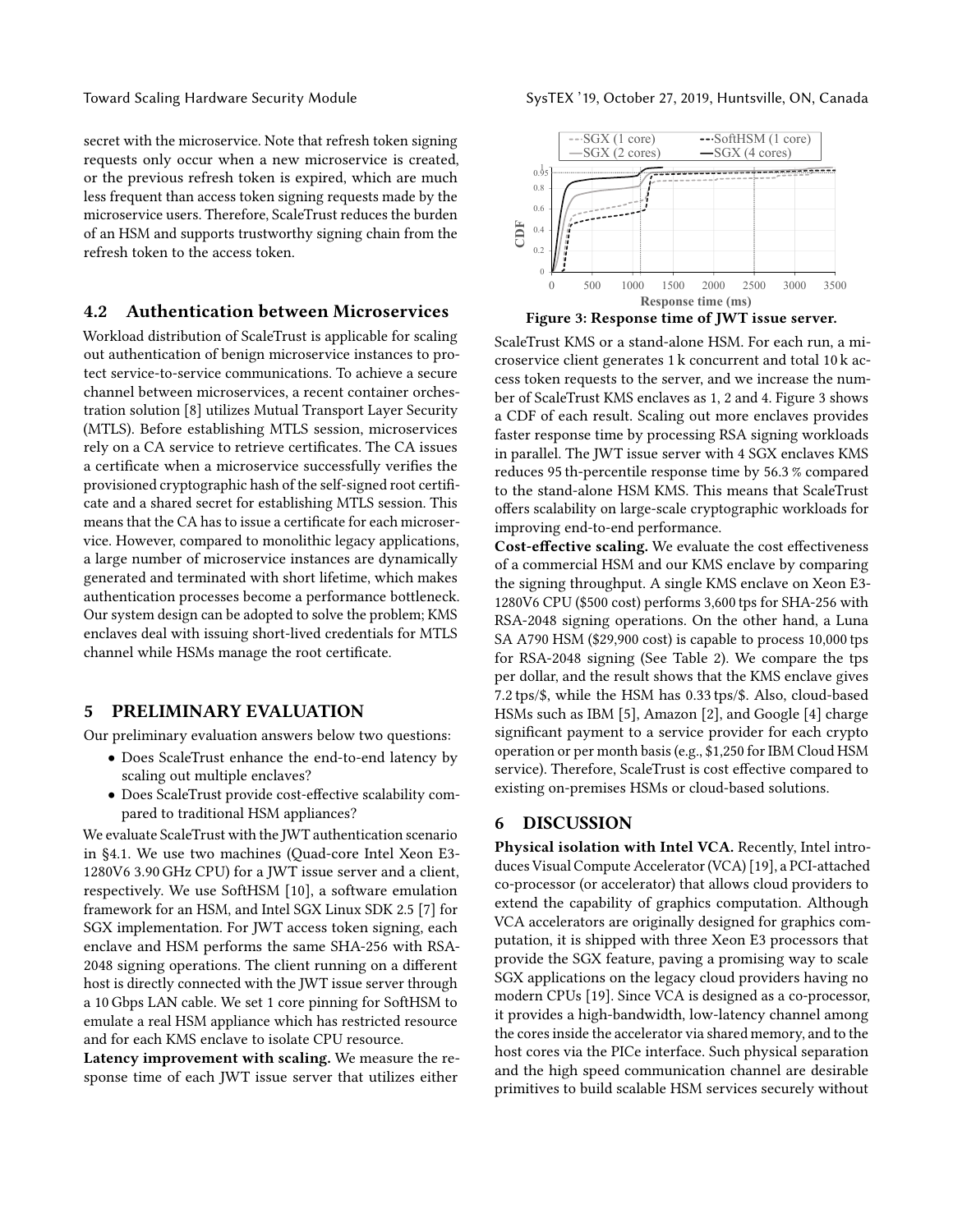secret with the microservice. Note that refresh token signing requests only occur when a new microservice is created, or the previous refresh token is expired, which are much less frequent than access token signing requests made by the microservice users. Therefore, ScaleTrust reduces the burden of an HSM and supports trustworthy signing chain from the refresh token to the access token.

## 4.2 Authentication between Microservices

Workload distribution of ScaleTrust is applicable for scaling out authentication of benign microservice instances to protect service-to-service communications. To achieve a secure channel between microservices, a recent container orchestration solution [8] utilizes Mutual Transport Layer Security (MTLS). Before establishing MTLS session, microservices rely on a CA service to retrieve certificates. The CA issues a certificate when a microservice successfully verifies the provisioned cryptographic hash of the self-signed root certificate and a shared secret for establishing MTLS session. This means that the CA has to issue a certificate for each microservice. However, compared to monolithic legacy applications, a large number of microservice instances are dynamically generated and terminated with short lifetime, which makes authentication processes become a performance bottleneck. Our system design can be adopted to solve the problem; KMS enclaves deal with issuing short-lived credentials for MTLS channel while HSMs manage the root certificate.

# 5 PRELIMINARY EVALUATION

Our preliminary evaluation answers below two questions:

- Does ScaleTrust enhance the end-to-end latency by scaling out multiple enclaves?
- Does ScaleTrust provide cost-effective scalability compared to traditional HSM appliances?

We evaluate ScaleTrust with the JWT authentication scenario in §4.1. We use two machines (Quad-core Intel Xeon E3-1280V6 3.90 GHz CPU) for a JWT issue server and a client, respectively. We use SoftHSM [10], a software emulation framework for an HSM, and Intel SGX Linux SDK 2.5 [7] for SGX implementation. For JWT access token signing, each enclave and HSM performs the same SHA-256 with RSA-2048 signing operations. The client running on a different host is directly connected with the JWT issue server through a 10 Gbps LAN cable. We set 1 core pinning for SoftHSM to emulate a real HSM appliance which has restricted resource and for each KMS enclave to isolate CPU resource.

**Latency improvement with scaling.** We measure the response time of each JWT issue server that utilizes either ScaleTrust KMS or a stand-alone HSM. For each run, a microservice client generates 1 k concurrent and total 10 k access token requests to the server, and we increase the number of ScaleTrust KMS enclaves as 1, 2 and 4. Figure 3 shows a CDF of each result. Scaling out more enclaves provides faster response time by processing RSA signing workloads in parallel. The JWT issue server with 4 SGX enclaves KMS reduces 95 th-percentile response time by 56.3 % compared to the stand-alone HSM KMS. This means that ScaleTrust offers scalability on large-scale cryptographic workloads for improving end-to-end performance.

**Figure 3: Response time of JWT issue server.**

**Cost-effective scaling.** We evaluate the cost effectiveness of a commercial HSM and our KMS enclave by comparing the signing throughput. A single KMS enclave on Xeon E3-1280V6 CPU ($500 cost) performs 3,600 tps for SHA-256 with RSA-2048 signing operations. On the other hand, a Luna SA A790 HSM ($29,900 cost) is capable to process 10,000 tps for RSA-2048 signing (See Table 2). We compare the tps per dollar, and the result shows that the KMS enclave gives 7.2 tps/$, while the HSM has 0.33 tps/$. Also, cloud-based HSMs such as IBM [5], Amazon [2], and Google [4] charge significant payment to a service provider for each crypto operation or per month basis (e.g., $1,250 for IBM Cloud HSM service). Therefore, ScaleTrust is cost effective compared to existing on-premises HSMs or cloud-based solutions.

# 6 DISCUSSION

**Physical isolation with Intel VCA.** Recently, Intel introduces Visual Compute Accelerator (VCA) [19], a PCI-attached co-processor (or accelerator) that allows cloud providers to extend the capability of graphics computation. Although VCA accelerators are originally designed for graphics computation, it is shipped with three Xeon E3 processors that provide the SGX feature, paving a promising way to scale SGX applications on the legacy cloud providers having no modern CPUs [19]. Since VCA is designed as a co-processor, it provides a high-bandwidth, low-latency channel among the cores inside the accelerator via shared memory, and to the host cores via the PICe interface. Such physical separation and the high speed communication channel are desirable primitives to build scalable HSM services securely without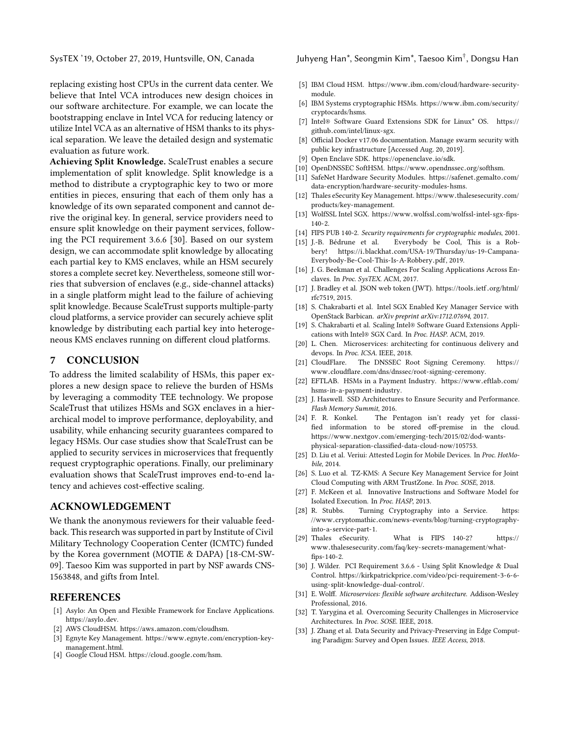replacing existing host CPUs in the current data center. We believe that Intel VCA introduces new design choices in our software architecture. For example, we can locate the bootstrapping enclave in Intel VCA for reducing latency or utilize Intel VCA as an alternative of HSM thanks to its physical separation. We leave the detailed design and systematic evaluation as future work.

**Achieving Split Knowledge.** ScaleTrust enables a secure implementation of split knowledge. Split knowledge is a method to distribute a cryptographic key to two or more entities in pieces, ensuring that each of them only has a knowledge of its own separated component and cannot derive the original key. In general, service providers need to ensure split knowledge on their payment services, following the PCI requirement 3.6.6 [30]. Based on our system design, we can accommodate split knowledge by allocating each partial key to KMS enclaves, while an HSM securely stores a complete secret key. Nevertheless, someone still worries that subversion of enclaves (e.g., side-channel attacks) in a single platform might lead to the failure of achieving split knowledge. Because ScaleTrust supports multiple-party cloud platforms, a service provider can securely achieve split knowledge by distributing each partial key into heterogeneous KMS enclaves running on different cloud platforms.

## 7 CONCLUSION

To address the limited scalability of HSMs, this paper explores a new design space to relieve the burden of HSMs by leveraging a commodity TEE technology. We propose ScaleTrust that utilizes HSMs and SGX enclaves in a hierarchical model to improve performance, deployability, and usability, while enhancing security guarantees compared to legacy HSMs. Our case studies show that ScaleTrust can be applied to security services in microservices that frequently request cryptographic operations. Finally, our preliminary evaluation shows that ScaleTrust improves end-to-end latency and achieves cost-effective scaling.

## ACKNOWLEDGEMENT

We thank the anonymous reviewers for their valuable feedback. This research was supported in part by Institute of Civil Military Technology Cooperation Center (ICMTC) funded by the Korea government (MOTIE & DAPA) [18-CM-SW-09]. Taesoo Kim was supported in part by NSF awards CNS-1563848, and gifts from Intel.

## REFERENCES

- [1] Asylo: An Open and Flexible Framework for Enclave Applications. https://asylo.dev.
- [2] AWS CloudHSM. https://aws.amazon.com/cloudhsm.
- [3] Egnyte Key Management. https://www.egnyte.com/encryption-key-management.html.
- [4] Google Cloud HSM. https://cloud.google.com/hsm.
- [5] IBM Cloud HSM. https://www.ibm.com/cloud/hardware-security-module.
- [6] IBM Systems cryptographic HSMs. https://www.ibm.com/security/cryptocards/hsms.
- [7] Intel® Software Guard Extensions SDK for Linux* OS. https://github.com/intel/linux-sgx.
- [8] Official Docker v17.06 documentation. Manage swarm security with public key infrastructure [Accessed Aug. 20, 2019].
- [9] Open Enclave SDK. https://openenclave.io/sdk.
- [10] OpenDNSSEC SoftHSM. https://www.opendnssec.org/softhsm.
- [11] SafeNet Hardware Security Modules. https://safenet.gemalto.com/data-encryption/hardware-security-modules-hsms.
- [12] Thales eSecurity Key Management. https://www.thalesesecurity.com/products/key-management.
- [13] WolfSSL Intel SGX. https://www.wolfssl.com/wolfssl-intel-sgx-fips-140-2.
- [14] FIPS PUB 140-2. *Security requirements for cryptographic modules*, 2001.
- [15] J.-B. Bédrune et al. Everybody be Cool, This is a Robbery! https://i.blackhat.com/USA-19/Thursday/us-19-Campana-Everybody-Be-Cool-This-Is-A-Robbery.pdf, 2019.
- [16] J. G. Beekman et al. Challenges For Scaling Applications Across Enclaves. In *Proc. SysTEX*. ACM, 2017.
- [17] J. Bradley et al. JSON web token (JWT). https://tools.ietf.org/html/rfc7519, 2015.
- [18] S. Chakrabarti et al. Intel SGX Enabled Key Manager Service with OpenStack Barbican. *arXiv preprint arXiv:1712.07694*, 2017.
- [19] S. Chakrabarti et al. Scaling Intel® Software Guard Extensions Applications with Intel® SGX Card. In *Proc. HASP*. ACM, 2019.
- [20] L. Chen. Microservices: architecting for continuous delivery and devops. In *Proc. ICSA*. IEEE, 2018.
- [21] CloudFlare. The DNSSEC Root Signing Ceremony. https://www.cloudflare.com/dns/dnssec/root-signing-ceremony.
- [22] EFTLAB. HSMs in a Payment Industry. https://www.eftlab.com/hsms-in-a-payment-industry.
- [23] J. Haswell. SSD Architectures to Ensure Security and Performance. *Flash Memory Summit*, 2016.
- [24] F. R. Konkel. The Pentagon isn't ready yet for classified information to be stored off-premise in the cloud. https://www.nextgov.com/emerging-tech/2015/02/dod-wants-physical-separation-classified-data-cloud-now/105753.
- [25] D. Liu et al. Veriui: Attested Login for Mobile Devices. In *Proc. HotMobile*, 2014.
- [26] S. Luo et al. TZ-KMS: A Secure Key Management Service for Joint Cloud Computing with ARM TrustZone. In *Proc. SOSE*, 2018.
- [27] F. McKeen et al. Innovative Instructions and Software Model for Isolated Execution. In *Proc. HASP*, 2013.
- [28] R. Stubbs. Turning Cryptography into a Service. https://www.cryptomathic.com/news-events/blog/turning-cryptography-into-a-service-part-1.
- [29] Thales eSecurity. What is FIPS 140-2? https://www.thalesesecurity.com/faq/key-secrets-management/what-fips-140-2.
- [30] J. Wilder. PCI Requirement 3.6.6 - Using Split Knowledge & Dual Control. https://kirkpatrickprice.com/video/pci-requirement-3-6-6-using-split-knowledge-dual-control/.
- [31] E. Wolff. *Microservices: flexible software architecture.* Addison-Wesley Professional, 2016.
- [32] T. Yarygina et al. Overcoming Security Challenges in Microservice Architectures. In *Proc. SOSE*. IEEE, 2018.
- [33] J. Zhang et al. Data Security and Privacy-Preserving in Edge Computing Paradigm: Survey and Open Issues. *IEEE Access*, 2018.